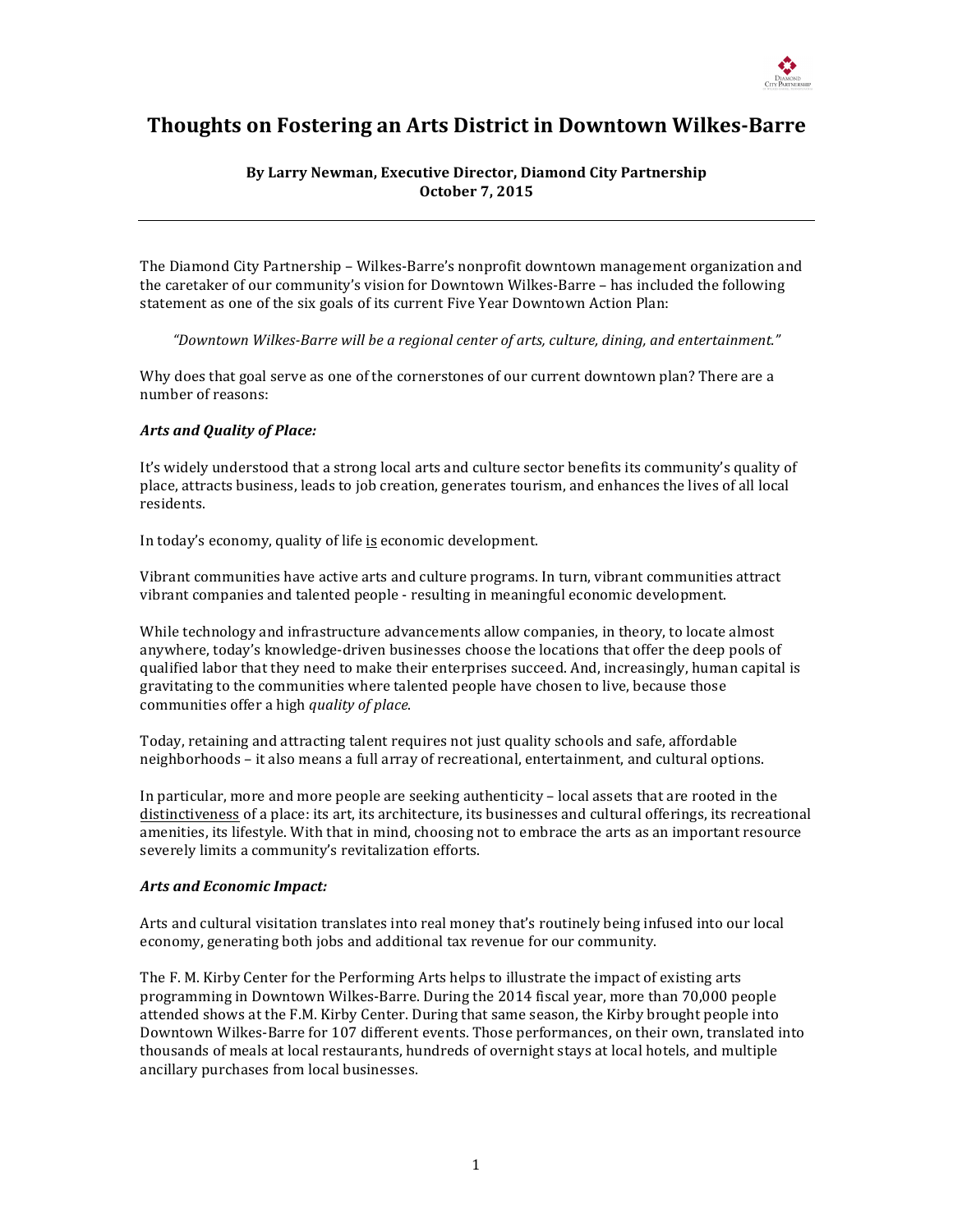# Thoughts on Fostering an Arts District in Downtown Wilkes-Barre

**By Larry Newman, Executive Director, Diamond City Partnership**
**October 7, 2015**

---

The Diamond City Partnership – Wilkes-Barre's nonprofit downtown management organization and the caretaker of our community's vision for Downtown Wilkes-Barre – has included the following statement as one of the six goals of its current Five Year Downtown Action Plan:

> *"Downtown Wilkes-Barre will be a regional center of arts, culture, dining, and entertainment."*

Why does that goal serve as one of the cornerstones of our current downtown plan? There are a number of reasons:

***Arts and Quality of Place:***

It's widely understood that a strong local arts and culture sector benefits its community's quality of place, attracts business, leads to job creation, generates tourism, and enhances the lives of all local residents.

In today's economy, quality of life <u>is</u> economic development.

Vibrant communities have active arts and culture programs. In turn, vibrant communities attract vibrant companies and talented people - resulting in meaningful economic development.

While technology and infrastructure advancements allow companies, in theory, to locate almost anywhere, today's knowledge-driven businesses choose the locations that offer the deep pools of qualified labor that they need to make their enterprises succeed. And, increasingly, human capital is gravitating to the communities where talented people have chosen to live, because those communities offer a high *quality of place*.

Today, retaining and attracting talent requires not just quality schools and safe, affordable neighborhoods – it also means a full array of recreational, entertainment, and cultural options.

In particular, more and more people are seeking authenticity – local assets that are rooted in the <u>distinctiveness</u> of a place: its art, its architecture, its businesses and cultural offerings, its recreational amenities, its lifestyle. With that in mind, choosing not to embrace the arts as an important resource severely limits a community's revitalization efforts.

***Arts and Economic Impact:***

Arts and cultural visitation translates into real money that's routinely being infused into our local economy, generating both jobs and additional tax revenue for our community.

The F. M. Kirby Center for the Performing Arts helps to illustrate the impact of existing arts programming in Downtown Wilkes-Barre. During the 2014 fiscal year, more than 70,000 people attended shows at the F.M. Kirby Center. During that same season, the Kirby brought people into Downtown Wilkes-Barre for 107 different events. Those performances, on their own, translated into thousands of meals at local restaurants, hundreds of overnight stays at local hotels, and multiple ancillary purchases from local businesses.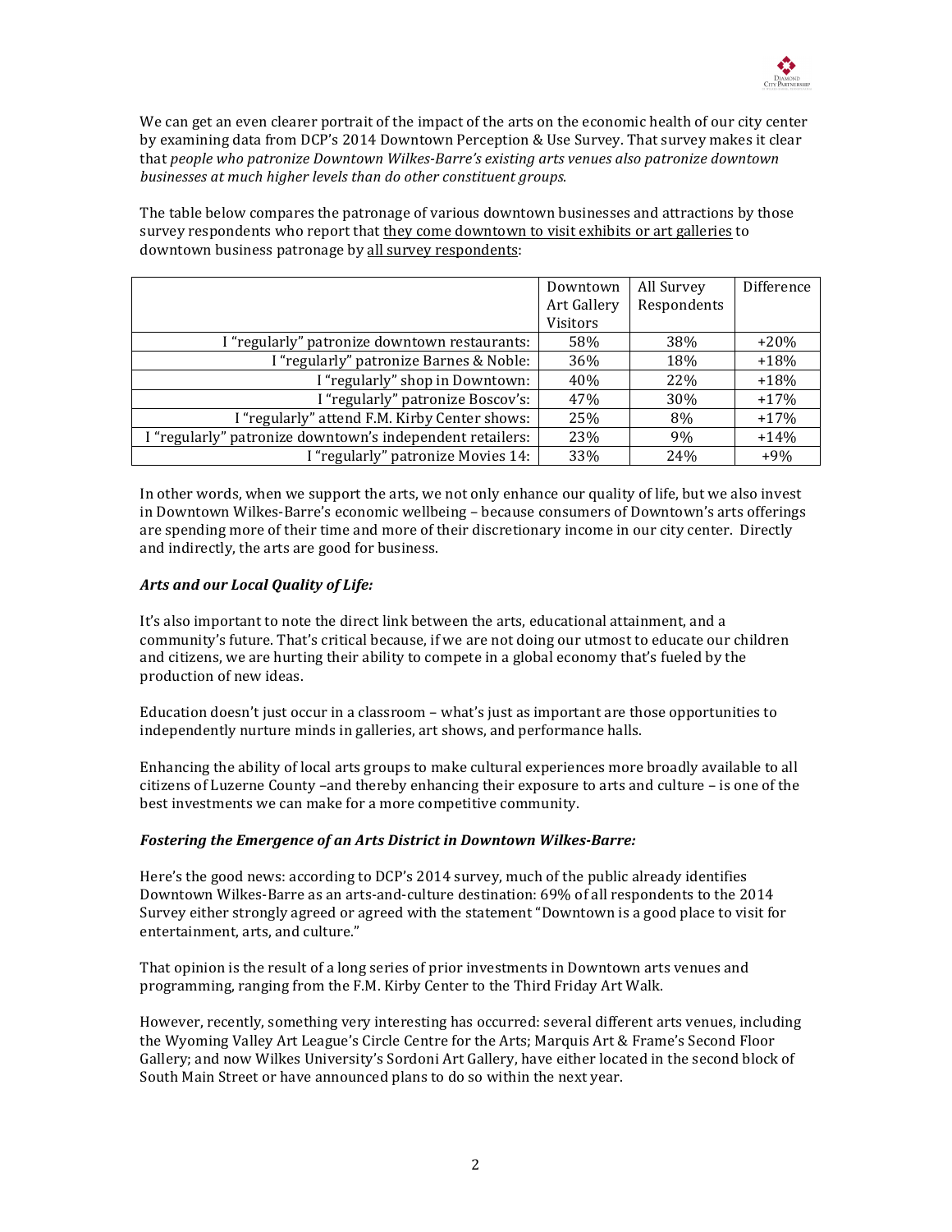We can get an even clearer portrait of the impact of the arts on the economic health of our city center by examining data from DCP's 2014 Downtown Perception & Use Survey. That survey makes it clear that *people who patronize Downtown Wilkes-Barre's existing arts venues also patronize downtown businesses at much higher levels than do other constituent groups*.

The table below compares the patronage of various downtown businesses and attractions by those survey respondents who report that <u>they come downtown to visit exhibits or art galleries</u> to downtown business patronage by <u>all survey respondents</u>:

| | Downtown Art Gallery Visitors | All Survey Respondents | Difference |
|---|---|---|---|
| I "regularly" patronize downtown restaurants: | 58% | 38% | +20% |
| I "regularly" patronize Barnes & Noble: | 36% | 18% | +18% |
| I "regularly" shop in Downtown: | 40% | 22% | +18% |
| I "regularly" patronize Boscov's: | 47% | 30% | +17% |
| I "regularly" attend F.M. Kirby Center shows: | 25% | 8% | +17% |
| I "regularly" patronize downtown's independent retailers: | 23% | 9% | +14% |
| I "regularly" patronize Movies 14: | 33% | 24% | +9% |

In other words, when we support the arts, we not only enhance our quality of life, but we also invest in Downtown Wilkes-Barre's economic wellbeing – because consumers of Downtown's arts offerings are spending more of their time and more of their discretionary income in our city center. Directly and indirectly, the arts are good for business.

***Arts and our Local Quality of Life:***

It's also important to note the direct link between the arts, educational attainment, and a community's future. That's critical because, if we are not doing our utmost to educate our children and citizens, we are hurting their ability to compete in a global economy that's fueled by the production of new ideas.

Education doesn't just occur in a classroom – what's just as important are those opportunities to independently nurture minds in galleries, art shows, and performance halls.

Enhancing the ability of local arts groups to make cultural experiences more broadly available to all citizens of Luzerne County –and thereby enhancing their exposure to arts and culture – is one of the best investments we can make for a more competitive community.

***Fostering the Emergence of an Arts District in Downtown Wilkes-Barre:***

Here's the good news: according to DCP's 2014 survey, much of the public already identifies Downtown Wilkes-Barre as an arts-and-culture destination: 69% of all respondents to the 2014 Survey either strongly agreed or agreed with the statement "Downtown is a good place to visit for entertainment, arts, and culture."

That opinion is the result of a long series of prior investments in Downtown arts venues and programming, ranging from the F.M. Kirby Center to the Third Friday Art Walk.

However, recently, something very interesting has occurred: several different arts venues, including the Wyoming Valley Art League's Circle Centre for the Arts; Marquis Art & Frame's Second Floor Gallery; and now Wilkes University's Sordoni Art Gallery, have either located in the second block of South Main Street or have announced plans to do so within the next year.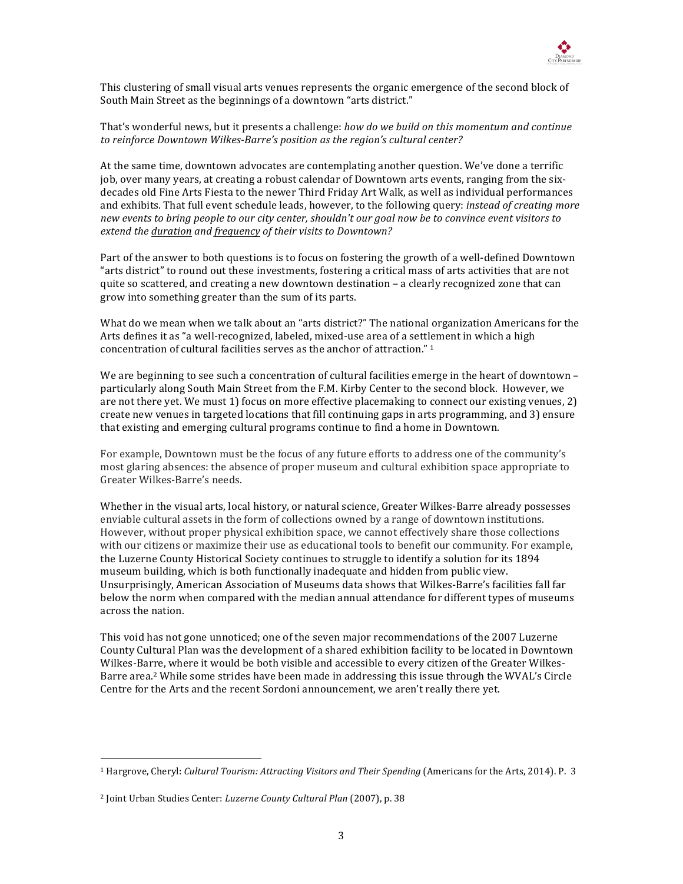This clustering of small visual arts venues represents the organic emergence of the second block of South Main Street as the beginnings of a downtown "arts district."

That's wonderful news, but it presents a challenge: *how do we build on this momentum and continue to reinforce Downtown Wilkes-Barre's position as the region's cultural center?*

At the same time, downtown advocates are contemplating another question. We've done a terrific job, over many years, at creating a robust calendar of Downtown arts events, ranging from the six-decades old Fine Arts Fiesta to the newer Third Friday Art Walk, as well as individual performances and exhibits. That full event schedule leads, however, to the following query: *instead of creating more new events to bring people to our city center, shouldn't our goal now be to convince event visitors to extend the duration and frequency of their visits to Downtown?*

Part of the answer to both questions is to focus on fostering the growth of a well-defined Downtown "arts district" to round out these investments, fostering a critical mass of arts activities that are not quite so scattered, and creating a new downtown destination – a clearly recognized zone that can grow into something greater than the sum of its parts.

What do we mean when we talk about an "arts district?" The national organization Americans for the Arts defines it as "a well-recognized, labeled, mixed-use area of a settlement in which a high concentration of cultural facilities serves as the anchor of attraction." [1]

We are beginning to see such a concentration of cultural facilities emerge in the heart of downtown – particularly along South Main Street from the F.M. Kirby Center to the second block. However, we are not there yet. We must 1) focus on more effective placemaking to connect our existing venues, 2) create new venues in targeted locations that fill continuing gaps in arts programming, and 3) ensure that existing and emerging cultural programs continue to find a home in Downtown.

For example, Downtown must be the focus of any future efforts to address one of the community's most glaring absences: the absence of proper museum and cultural exhibition space appropriate to Greater Wilkes-Barre's needs.

Whether in the visual arts, local history, or natural science, Greater Wilkes-Barre already possesses enviable cultural assets in the form of collections owned by a range of downtown institutions. However, without proper physical exhibition space, we cannot effectively share those collections with our citizens or maximize their use as educational tools to benefit our community. For example, the Luzerne County Historical Society continues to struggle to identify a solution for its 1894 museum building, which is both functionally inadequate and hidden from public view. Unsurprisingly, American Association of Museums data shows that Wilkes-Barre's facilities fall far below the norm when compared with the median annual attendance for different types of museums across the nation.

This void has not gone unnoticed; one of the seven major recommendations of the 2007 Luzerne County Cultural Plan was the development of a shared exhibition facility to be located in Downtown Wilkes-Barre, where it would be both visible and accessible to every citizen of the Greater Wilkes-Barre area.[2] While some strides have been made in addressing this issue through the WVAL's Circle Centre for the Arts and the recent Sordoni announcement, we aren't really there yet.

---

[1] Hargrove, Cheryl: *Cultural Tourism: Attracting Visitors and Their Spending* (Americans for the Arts, 2014). P. 3

[2] Joint Urban Studies Center: *Luzerne County Cultural Plan* (2007), p. 38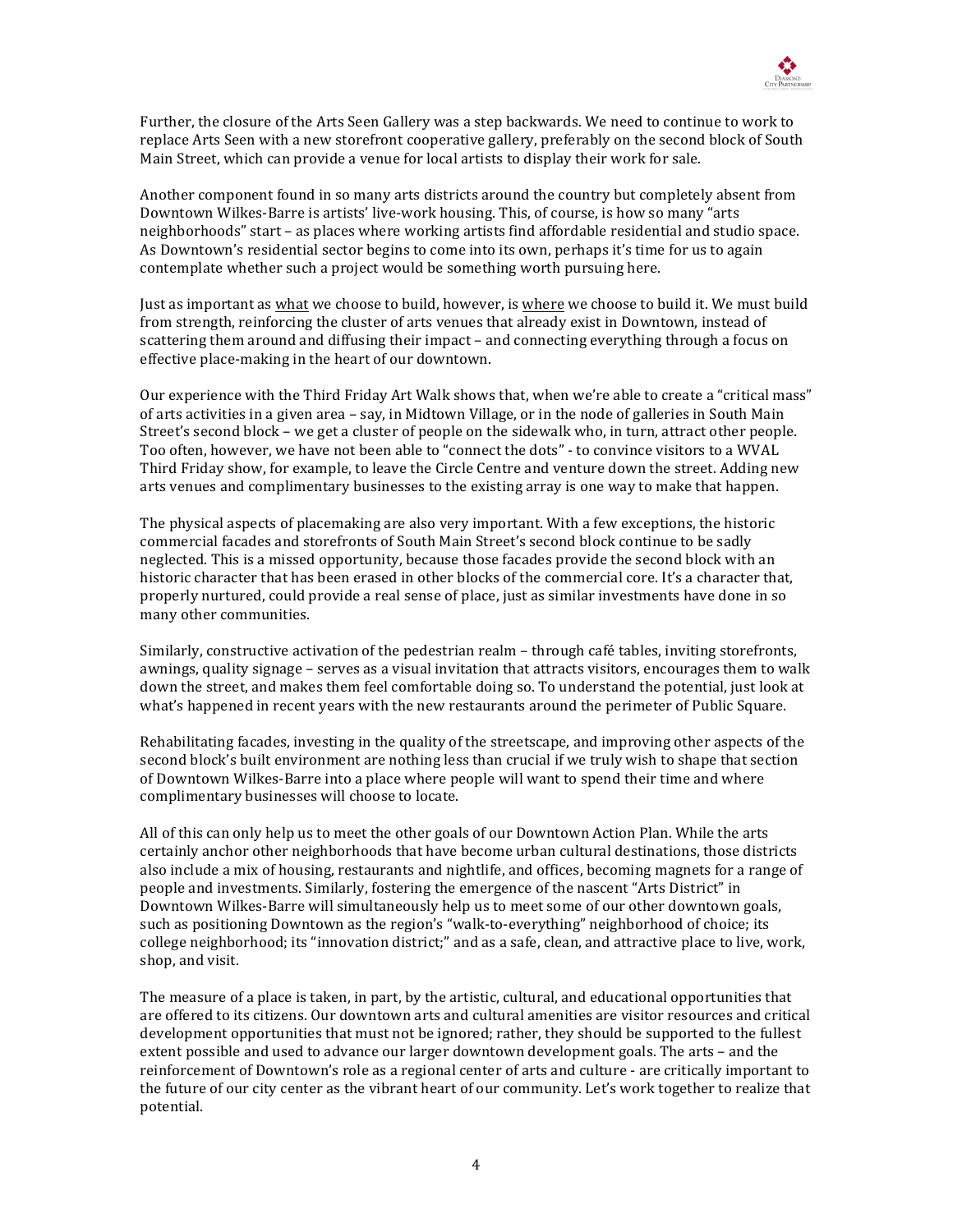Further, the closure of the Arts Seen Gallery was a step backwards. We need to continue to work to replace Arts Seen with a new storefront cooperative gallery, preferably on the second block of South Main Street, which can provide a venue for local artists to display their work for sale.

Another component found in so many arts districts around the country but completely absent from Downtown Wilkes-Barre is artists' live-work housing. This, of course, is how so many "arts neighborhoods" start – as places where working artists find affordable residential and studio space. As Downtown's residential sector begins to come into its own, perhaps it's time for us to again contemplate whether such a project would be something worth pursuing here.

Just as important as <u>what</u> we choose to build, however, is <u>where</u> we choose to build it. We must build from strength, reinforcing the cluster of arts venues that already exist in Downtown, instead of scattering them around and diffusing their impact – and connecting everything through a focus on effective place-making in the heart of our downtown.

Our experience with the Third Friday Art Walk shows that, when we're able to create a "critical mass" of arts activities in a given area – say, in Midtown Village, or in the node of galleries in South Main Street's second block – we get a cluster of people on the sidewalk who, in turn, attract other people. Too often, however, we have not been able to "connect the dots" - to convince visitors to a WVAL Third Friday show, for example, to leave the Circle Centre and venture down the street. Adding new arts venues and complimentary businesses to the existing array is one way to make that happen.

The physical aspects of placemaking are also very important. With a few exceptions, the historic commercial facades and storefronts of South Main Street's second block continue to be sadly neglected. This is a missed opportunity, because those facades provide the second block with an historic character that has been erased in other blocks of the commercial core. It's a character that, properly nurtured, could provide a real sense of place, just as similar investments have done in so many other communities.

Similarly, constructive activation of the pedestrian realm – through café tables, inviting storefronts, awnings, quality signage – serves as a visual invitation that attracts visitors, encourages them to walk down the street, and makes them feel comfortable doing so. To understand the potential, just look at what's happened in recent years with the new restaurants around the perimeter of Public Square.

Rehabilitating facades, investing in the quality of the streetscape, and improving other aspects of the second block's built environment are nothing less than crucial if we truly wish to shape that section of Downtown Wilkes-Barre into a place where people will want to spend their time and where complimentary businesses will choose to locate.

All of this can only help us to meet the other goals of our Downtown Action Plan. While the arts certainly anchor other neighborhoods that have become urban cultural destinations, those districts also include a mix of housing, restaurants and nightlife, and offices, becoming magnets for a range of people and investments. Similarly, fostering the emergence of the nascent "Arts District" in Downtown Wilkes-Barre will simultaneously help us to meet some of our other downtown goals, such as positioning Downtown as the region's "walk-to-everything" neighborhood of choice; its college neighborhood; its "innovation district;" and as a safe, clean, and attractive place to live, work, shop, and visit.

The measure of a place is taken, in part, by the artistic, cultural, and educational opportunities that are offered to its citizens. Our downtown arts and cultural amenities are visitor resources and critical development opportunities that must not be ignored; rather, they should be supported to the fullest extent possible and used to advance our larger downtown development goals. The arts – and the reinforcement of Downtown's role as a regional center of arts and culture - are critically important to the future of our city center as the vibrant heart of our community. Let's work together to realize that potential.